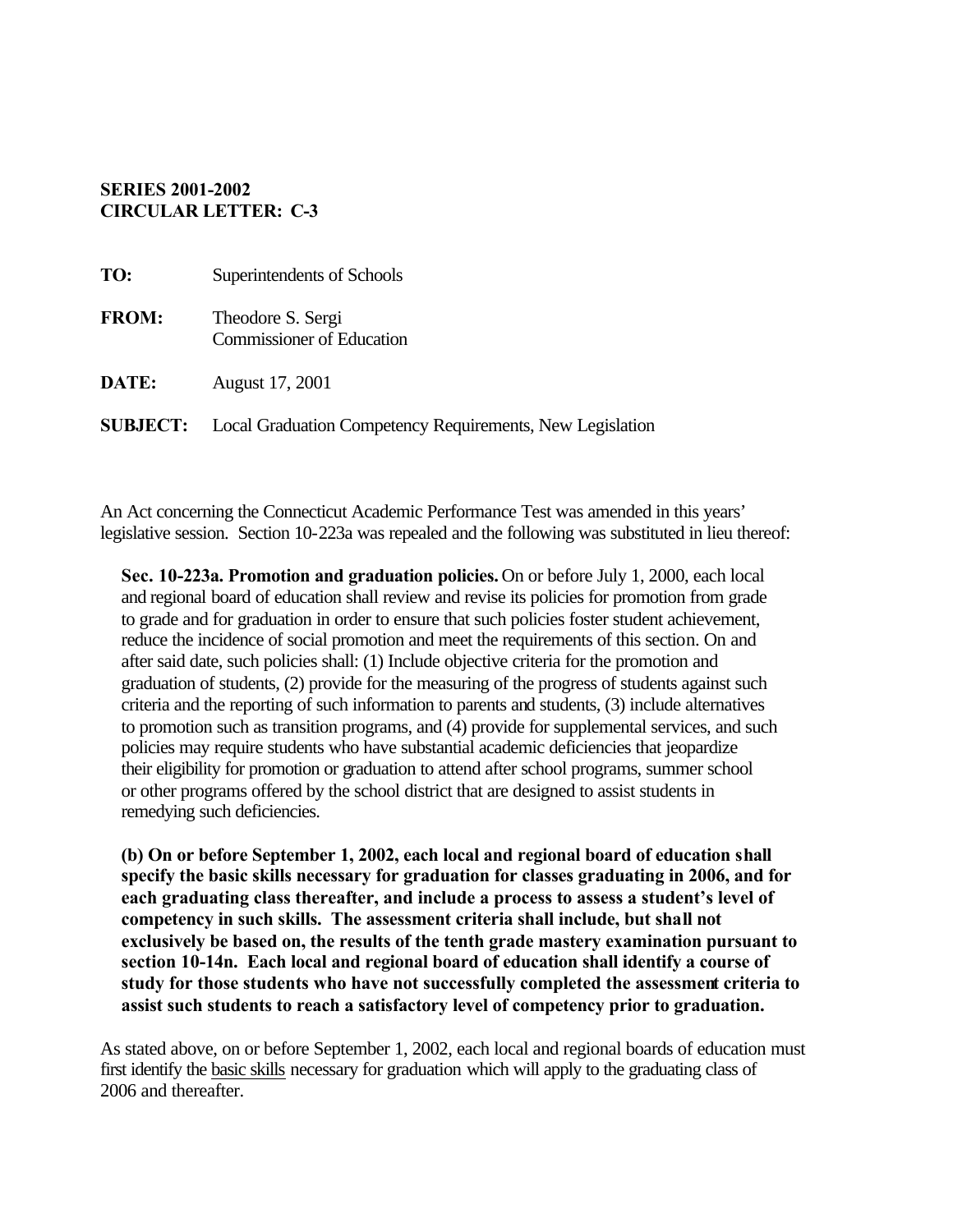**SERIES 2001-2002**
**CIRCULAR LETTER: C-3**

**TO:** Superintendents of Schools

**FROM:** Theodore S. Sergi
Commissioner of Education

**DATE:** August 17, 2001

**SUBJECT:** Local Graduation Competency Requirements, New Legislation

An Act concerning the Connecticut Academic Performance Test was amended in this years' legislative session. Section 10-223a was repealed and the following was substituted in lieu thereof:

> **Sec. 10-223a. Promotion and graduation policies.** On or before July 1, 2000, each local and regional board of education shall review and revise its policies for promotion from grade to grade and for graduation in order to ensure that such policies foster student achievement, reduce the incidence of social promotion and meet the requirements of this section. On and after said date, such policies shall: (1) Include objective criteria for the promotion and graduation of students, (2) provide for the measuring of the progress of students against such criteria and the reporting of such information to parents and students, (3) include alternatives to promotion such as transition programs, and (4) provide for supplemental services, and such policies may require students who have substantial academic deficiencies that jeopardize their eligibility for promotion or graduation to attend after school programs, summer school or other programs offered by the school district that are designed to assist students in remedying such deficiencies.
>
> **(b) On or before September 1, 2002, each local and regional board of education shall specify the basic skills necessary for graduation for classes graduating in 2006, and for each graduating class thereafter, and include a process to assess a student's level of competency in such skills. The assessment criteria shall include, but shall not exclusively be based on, the results of the tenth grade mastery examination pursuant to section 10-14n. Each local and regional board of education shall identify a course of study for those students who have not successfully completed the assessment criteria to assist such students to reach a satisfactory level of competency prior to graduation.**

As stated above, on or before September 1, 2002, each local and regional boards of education must first identify the basic skills necessary for graduation which will apply to the graduating class of 2006 and thereafter.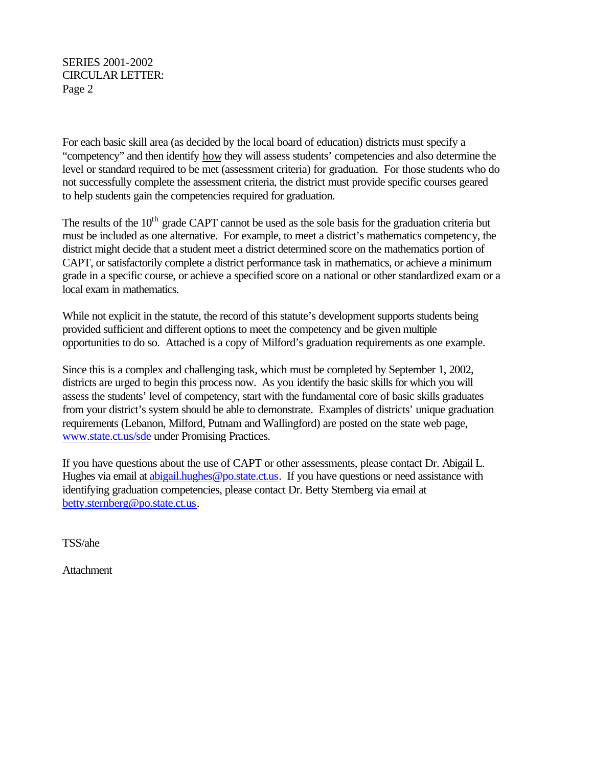For each basic skill area (as decided by the local board of education) districts must specify a "competency" and then identify <u>how</u> they will assess students' competencies and also determine the level or standard required to be met (assessment criteria) for graduation. For those students who do not successfully complete the assessment criteria, the district must provide specific courses geared to help students gain the competencies required for graduation.

The results of the 10th grade CAPT cannot be used as the sole basis for the graduation criteria but must be included as one alternative. For example, to meet a district's mathematics competency, the district might decide that a student meet a district determined score on the mathematics portion of CAPT, or satisfactorily complete a district performance task in mathematics, or achieve a minimum grade in a specific course, or achieve a specified score on a national or other standardized exam or a local exam in mathematics.

While not explicit in the statute, the record of this statute's development supports students being provided sufficient and different options to meet the competency and be given multiple opportunities to do so. Attached is a copy of Milford's graduation requirements as one example.

Since this is a complex and challenging task, which must be completed by September 1, 2002, districts are urged to begin this process now. As you identify the basic skills for which you will assess the students' level of competency, start with the fundamental core of basic skills graduates from your district's system should be able to demonstrate. Examples of districts' unique graduation requirements (Lebanon, Milford, Putnam and Wallingford) are posted on the state web page, www.state.ct.us/sde under Promising Practices.

If you have questions about the use of CAPT or other assessments, please contact Dr. Abigail L. Hughes via email at abigail.hughes@po.state.ct.us. If you have questions or need assistance with identifying graduation competencies, please contact Dr. Betty Sternberg via email at betty.sternberg@po.state.ct.us.

TSS/ahe

Attachment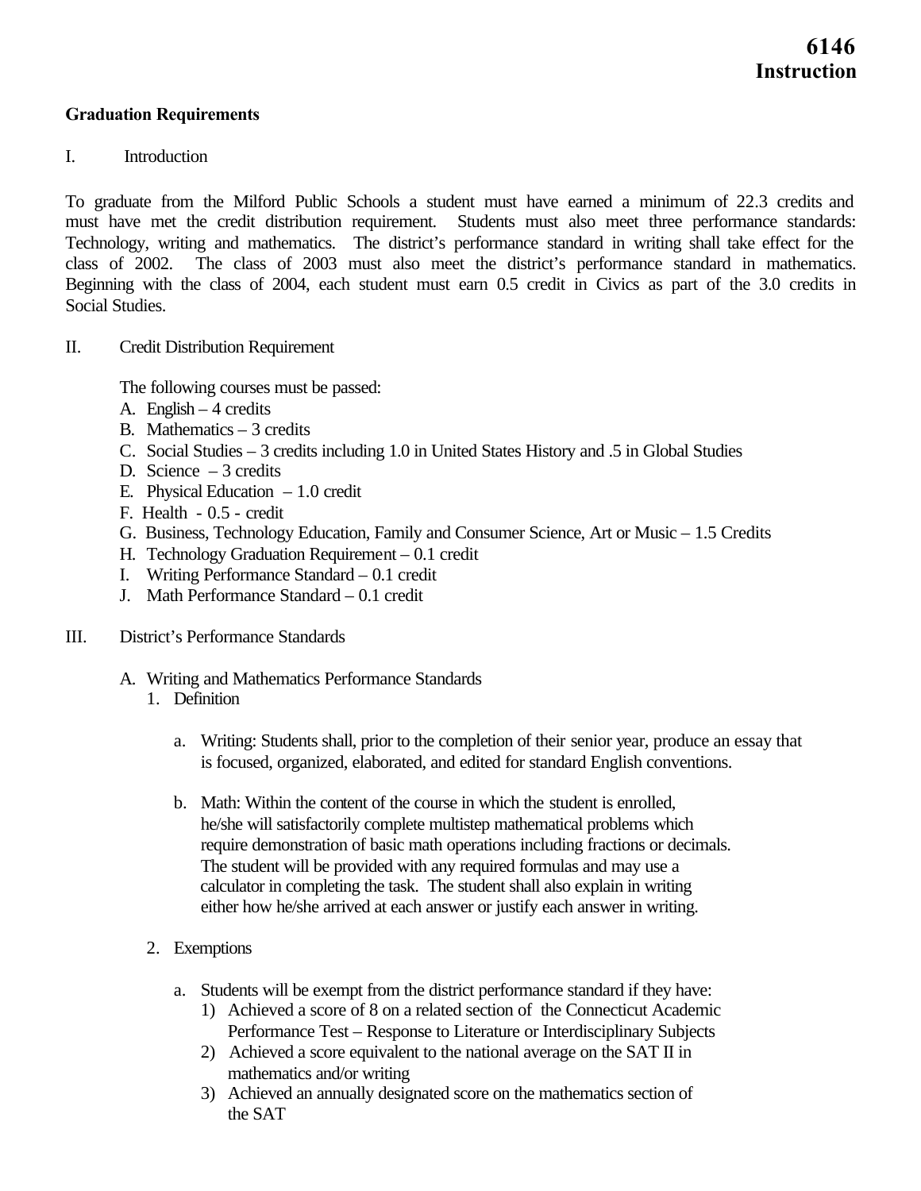**6146**
**Instruction**

## Graduation Requirements

I. Introduction

To graduate from the Milford Public Schools a student must have earned a minimum of 22.3 credits and must have met the credit distribution requirement. Students must also meet three performance standards: Technology, writing and mathematics. The district's performance standard in writing shall take effect for the class of 2002. The class of 2003 must also meet the district's performance standard in mathematics. Beginning with the class of 2004, each student must earn 0.5 credit in Civics as part of the 3.0 credits in Social Studies.

II. Credit Distribution Requirement

The following courses must be passed:

A. English – 4 credits
B. Mathematics – 3 credits
C. Social Studies – 3 credits including 1.0 in United States History and .5 in Global Studies
D. Science – 3 credits
E. Physical Education – 1.0 credit
F. Health - 0.5 - credit
G. Business, Technology Education, Family and Consumer Science, Art or Music – 1.5 Credits
H. Technology Graduation Requirement – 0.1 credit
I. Writing Performance Standard – 0.1 credit
J. Math Performance Standard – 0.1 credit

III. District's Performance Standards

A. Writing and Mathematics Performance Standards

1. Definition

   a. Writing: Students shall, prior to the completion of their senior year, produce an essay that is focused, organized, elaborated, and edited for standard English conventions.

   b. Math: Within the content of the course in which the student is enrolled, he/she will satisfactorily complete multistep mathematical problems which require demonstration of basic math operations including fractions or decimals. The student will be provided with any required formulas and may use a calculator in completing the task. The student shall also explain in writing either how he/she arrived at each answer or justify each answer in writing.

2. Exemptions

   a. Students will be exempt from the district performance standard if they have:
      1) Achieved a score of 8 on a related section of the Connecticut Academic Performance Test – Response to Literature or Interdisciplinary Subjects
      2) Achieved a score equivalent to the national average on the SAT II in mathematics and/or writing
      3) Achieved an annually designated score on the mathematics section of the SAT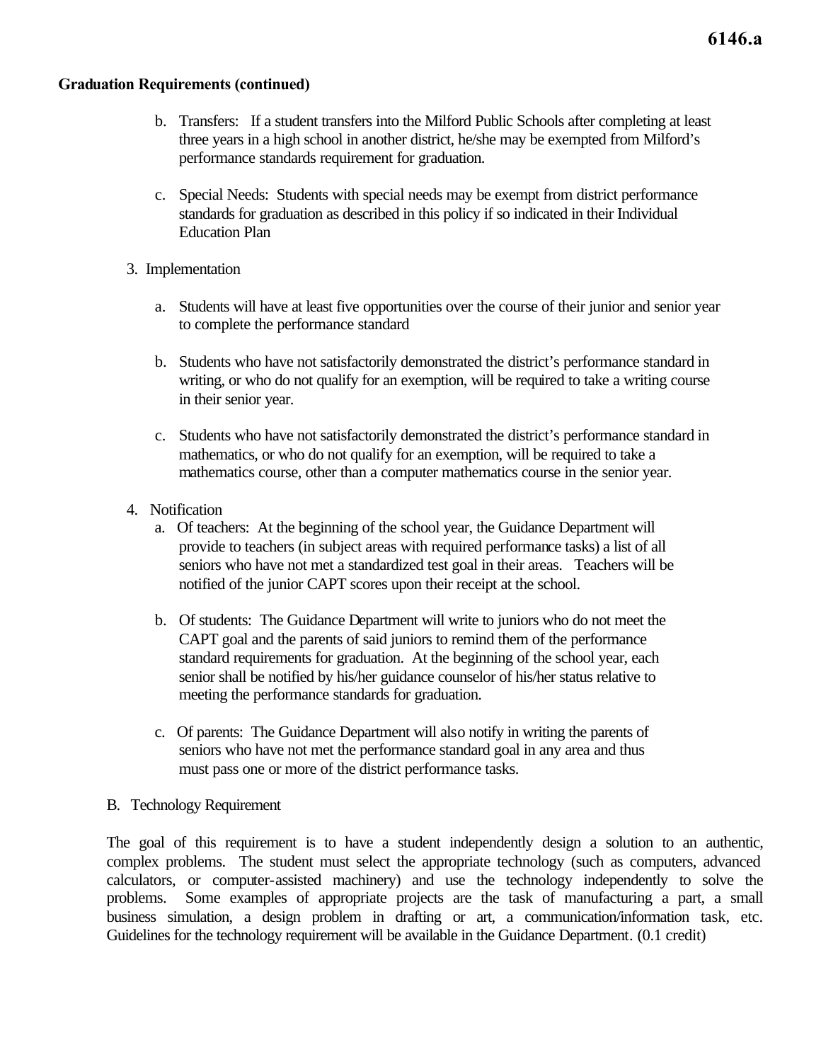**Graduation Requirements (continued)**

b. Transfers: If a student transfers into the Milford Public Schools after completing at least three years in a high school in another district, he/she may be exempted from Milford's performance standards requirement for graduation.

c. Special Needs: Students with special needs may be exempt from district performance standards for graduation as described in this policy if so indicated in their Individual Education Plan

3. Implementation

a. Students will have at least five opportunities over the course of their junior and senior year to complete the performance standard

b. Students who have not satisfactorily demonstrated the district's performance standard in writing, or who do not qualify for an exemption, will be required to take a writing course in their senior year.

c. Students who have not satisfactorily demonstrated the district's performance standard in mathematics, or who do not qualify for an exemption, will be required to take a mathematics course, other than a computer mathematics course in the senior year.

4. Notification

a. Of teachers: At the beginning of the school year, the Guidance Department will provide to teachers (in subject areas with required performance tasks) a list of all seniors who have not met a standardized test goal in their areas. Teachers will be notified of the junior CAPT scores upon their receipt at the school.

b. Of students: The Guidance Department will write to juniors who do not meet the CAPT goal and the parents of said juniors to remind them of the performance standard requirements for graduation. At the beginning of the school year, each senior shall be notified by his/her guidance counselor of his/her status relative to meeting the performance standards for graduation.

c. Of parents: The Guidance Department will also notify in writing the parents of seniors who have not met the performance standard goal in any area and thus must pass one or more of the district performance tasks.

B. Technology Requirement

The goal of this requirement is to have a student independently design a solution to an authentic, complex problems. The student must select the appropriate technology (such as computers, advanced calculators, or computer-assisted machinery) and use the technology independently to solve the problems. Some examples of appropriate projects are the task of manufacturing a part, a small business simulation, a design problem in drafting or art, a communication/information task, etc. Guidelines for the technology requirement will be available in the Guidance Department. (0.1 credit)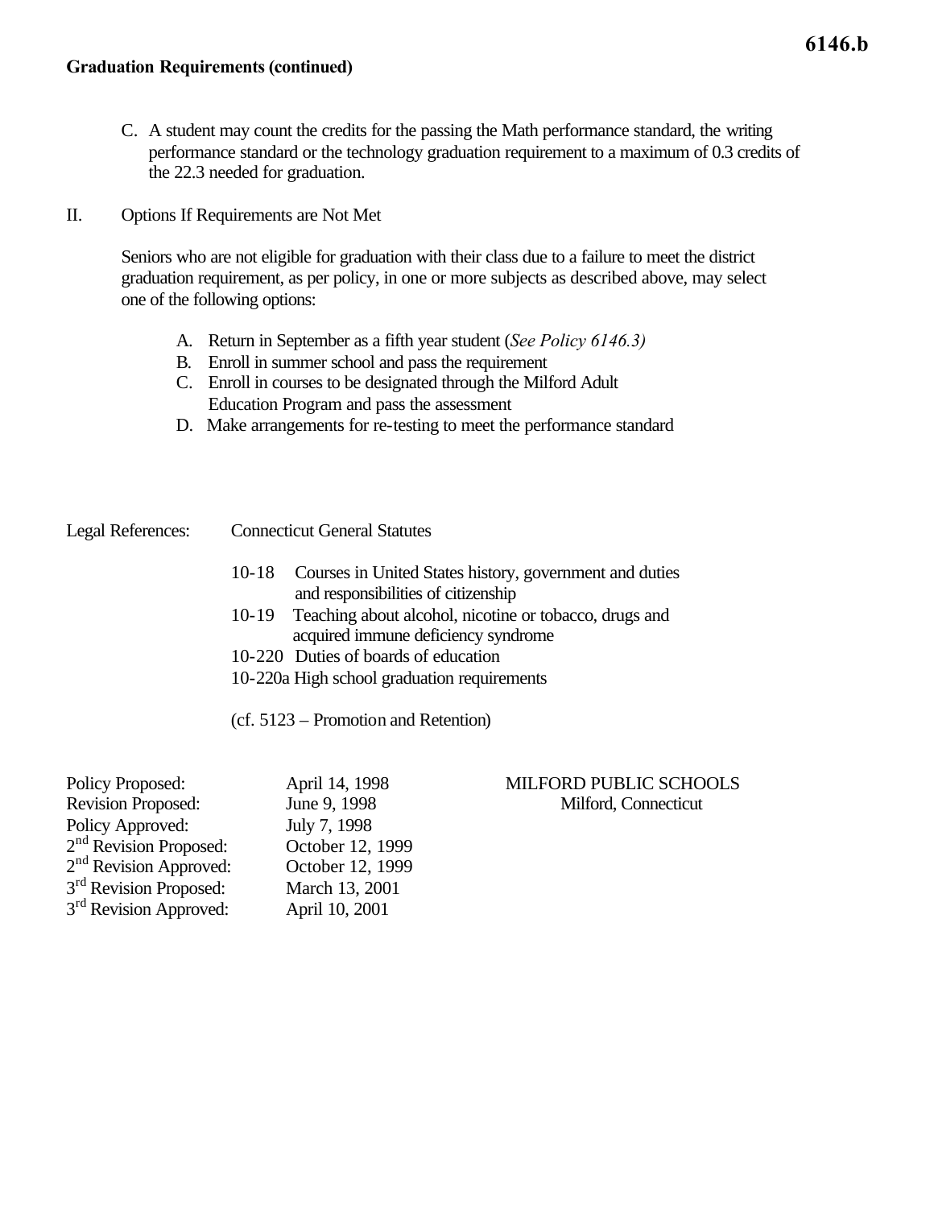**Graduation Requirements (continued)**

C. A student may count the credits for the passing the Math performance standard, the writing performance standard or the technology graduation requirement to a maximum of 0.3 credits of the 22.3 needed for graduation.

II. Options If Requirements are Not Met

Seniors who are not eligible for graduation with their class due to a failure to meet the district graduation requirement, as per policy, in one or more subjects as described above, may select one of the following options:

A. Return in September as a fifth year student (*See Policy 6146.3)*
B. Enroll in summer school and pass the requirement
C. Enroll in courses to be designated through the Milford Adult Education Program and pass the assessment
D. Make arrangements for re-testing to meet the performance standard

Legal References: Connecticut General Statutes

- 10-18 Courses in United States history, government and duties and responsibilities of citizenship
- 10-19 Teaching about alcohol, nicotine or tobacco, drugs and acquired immune deficiency syndrome
- 10-220 Duties of boards of education
- 10-220a High school graduation requirements

(cf. 5123 – Promotion and Retention)

| | | |
|---|---|---|
| Policy Proposed: | April 14, 1998 | MILFORD PUBLIC SCHOOLS |
| Revision Proposed: | June 9, 1998 | Milford, Connecticut |
| Policy Approved: | July 7, 1998 | |
| 2nd Revision Proposed: | October 12, 1999 | |
| 2nd Revision Approved: | October 12, 1999 | |
| 3rd Revision Proposed: | March 13, 2001 | |
| 3rd Revision Approved: | April 10, 2001 | |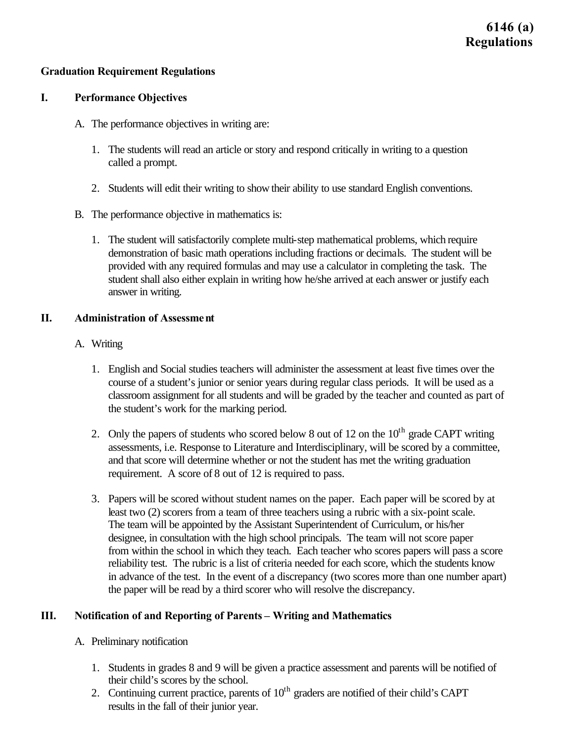**6146 (a)**
**Regulations**

**Graduation Requirement Regulations**

## I. Performance Objectives

A. The performance objectives in writing are:

1. The students will read an article or story and respond critically in writing to a question called a prompt.

2. Students will edit their writing to show their ability to use standard English conventions.

B. The performance objective in mathematics is:

1. The student will satisfactorily complete multi-step mathematical problems, which require demonstration of basic math operations including fractions or decimals. The student will be provided with any required formulas and may use a calculator in completing the task. The student shall also either explain in writing how he/she arrived at each answer or justify each answer in writing.

## II. Administration of Assessment

A. Writing

1. English and Social studies teachers will administer the assessment at least five times over the course of a student's junior or senior years during regular class periods. It will be used as a classroom assignment for all students and will be graded by the teacher and counted as part of the student's work for the marking period.

2. Only the papers of students who scored below 8 out of 12 on the 10th grade CAPT writing assessments, i.e. Response to Literature and Interdisciplinary, will be scored by a committee, and that score will determine whether or not the student has met the writing graduation requirement. A score of 8 out of 12 is required to pass.

3. Papers will be scored without student names on the paper. Each paper will be scored by at least two (2) scorers from a team of three teachers using a rubric with a six-point scale. The team will be appointed by the Assistant Superintendent of Curriculum, or his/her designee, in consultation with the high school principals. The team will not score paper from within the school in which they teach. Each teacher who scores papers will pass a score reliability test. The rubric is a list of criteria needed for each score, which the students know in advance of the test. In the event of a discrepancy (two scores more than one number apart) the paper will be read by a third scorer who will resolve the discrepancy.

## III. Notification of and Reporting of Parents – Writing and Mathematics

A. Preliminary notification

1. Students in grades 8 and 9 will be given a practice assessment and parents will be notified of their child's scores by the school.
2. Continuing current practice, parents of 10th graders are notified of their child's CAPT results in the fall of their junior year.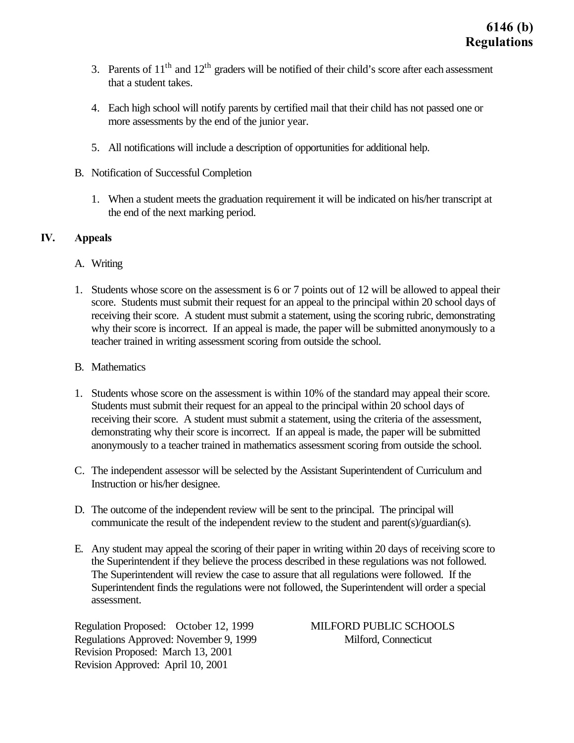3. Parents of 11th and 12th graders will be notified of their child's score after each assessment that a student takes.

4. Each high school will notify parents by certified mail that their child has not passed one or more assessments by the end of the junior year.

5. All notifications will include a description of opportunities for additional help.

B. Notification of Successful Completion

1. When a student meets the graduation requirement it will be indicated on his/her transcript at the end of the next marking period.

## IV. Appeals

A. Writing

1. Students whose score on the assessment is 6 or 7 points out of 12 will be allowed to appeal their score. Students must submit their request for an appeal to the principal within 20 school days of receiving their score. A student must submit a statement, using the scoring rubric, demonstrating why their score is incorrect. If an appeal is made, the paper will be submitted anonymously to a teacher trained in writing assessment scoring from outside the school.

B. Mathematics

1. Students whose score on the assessment is within 10% of the standard may appeal their score. Students must submit their request for an appeal to the principal within 20 school days of receiving their score. A student must submit a statement, using the criteria of the assessment, demonstrating why their score is incorrect. If an appeal is made, the paper will be submitted anonymously to a teacher trained in mathematics assessment scoring from outside the school.

C. The independent assessor will be selected by the Assistant Superintendent of Curriculum and Instruction or his/her designee.

D. The outcome of the independent review will be sent to the principal. The principal will communicate the result of the independent review to the student and parent(s)/guardian(s).

E. Any student may appeal the scoring of their paper in writing within 20 days of receiving score to the Superintendent if they believe the process described in these regulations was not followed. The Superintendent will review the case to assure that all regulations were followed. If the Superintendent finds the regulations were not followed, the Superintendent will order a special assessment.

Regulation Proposed: October 12, 1999
Regulations Approved: November 9, 1999
Revision Proposed: March 13, 2001
Revision Approved: April 10, 2001

MILFORD PUBLIC SCHOOLS
Milford, Connecticut